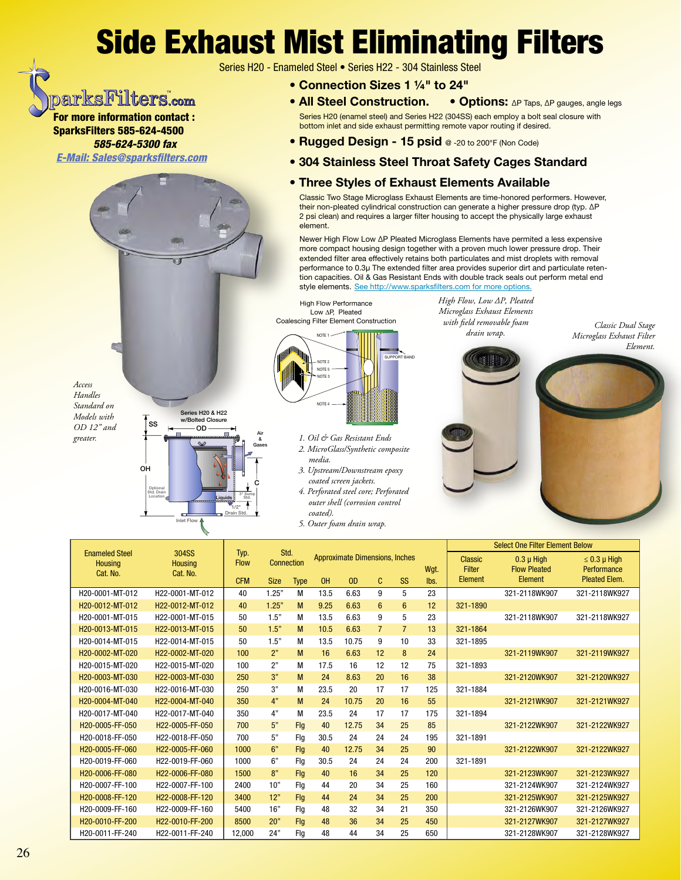# Side Exhaust Mist Eliminating Filters

Series H20 - Enameled Steel • Series H22 - 304 Stainless Steel

SparksFilters.com

**For more information contact :**
**SparksFilters 585-624-4500**
***585-624-5300 fax***
***E-Mail: Sales@sparksfilters.com***

- **Connection Sizes 1 ¼" to 24"**
- **All Steel Construction.**
- **Options:** ΔP Taps, ΔP gauges, angle legs

Series H20 (enamel steel) and Series H22 (304SS) each employ a bolt seal closure with bottom inlet and side exhaust permitting remote vapor routing if desired.

- **Rugged Design - 15 psid** @ -20 to 200°F (Non Code)
- **304 Stainless Steel Throat Safety Cages Standard**
- **Three Styles of Exhaust Elements Available**

Classic Two Stage Microglass Exhaust Elements are time-honored performers. However, their non-pleated cylindrical construction can generate a higher pressure drop (typ. ΔP 2 psi clean) and requires a larger filter housing to accept the physically large exhaust element.

Newer High Flow Low ΔP Pleated Microglass Elements have permited a less expensive more compact housing design together with a proven much lower pressure drop. Their extended filter area effectively retains both particulates and mist droplets with removal performance to 0.3μ The extended filter area provides superior dirt and particulate retention capacities. Oil & Gas Resistant Ends with double track seals out perform metal end style elements. See http://www.sparksfilters.com for more options.

*Access Handles Standard on Models with OD 12" and greater.*

Series H20 & H22 w/Bolted Closure

High Flow Performance Low ΔP, Pleated Coalescing Filter Element Construction

1. Oil & Gas Resistant Ends
2. MicroGlass/Synthetic composite media.
3. Upstream/Downstream epoxy coated screen jackets.
4. Perforated steel core; Perforated outer shell (corrosion control coated).
5. Outer foam drain wrap.

*High Flow, Low ΔP, Pleated Microglass Exhaust Elements with field removable foam drain wrap.*

*Classic Dual Stage Microglass Exhaust Filter Element.*

| Enameled Steel Housing Cat. No. | 304SS Housing Cat. No. | Typ. Flow | Std. Connection | | Approximate Dimensions, Inches | | | | Wgt. | Select One Filter Element Below | | |
|---|---|---|---|---|---|---|---|---|---|---|---|---|
| | | CFM | Size | Type | OH | OD | C | SS | lbs. | Classic Filter Element | 0.3 μ High Flow Pleated Element | ≤ 0.3 μ High Performance Pleated Elem. |
| H20-0001-MT-012 | H22-0001-MT-012 | 40 | 1.25" | M | 13.5 | 6.63 | 9 | 5 | 23 | | 321-2118WK907 | 321-2118WK927 |
| H20-0012-MT-012 | H22-0012-MT-012 | 40 | 1.25" | M | 9.25 | 6.63 | 6 | 6 | 12 | 321-1890 | | |
| H20-0001-MT-015 | H22-0001-MT-015 | 50 | 1.5" | M | 13.5 | 6.63 | 9 | 5 | 23 | | 321-2118WK907 | 321-2118WK927 |
| H20-0013-MT-015 | H22-0013-MT-015 | 50 | 1.5" | M | 10.5 | 6.63 | 7 | 7 | 13 | 321-1864 | | |
| H20-0014-MT-015 | H22-0014-MT-015 | 50 | 1.5" | M | 13.5 | 10.75 | 9 | 10 | 33 | 321-1895 | | |
| H20-0002-MT-020 | H22-0002-MT-020 | 100 | 2" | M | 16 | 6.63 | 12 | 8 | 24 | | 321-2119WK907 | 321-2119WK927 |
| H20-0015-MT-020 | H22-0015-MT-020 | 100 | 2" | M | 17.5 | 16 | 12 | 12 | 75 | 321-1893 | | |
| H20-0003-MT-030 | H22-0003-MT-030 | 250 | 3" | M | 24 | 8.63 | 20 | 16 | 38 | | 321-2120WK907 | 321-2120WK927 |
| H20-0016-MT-030 | H22-0016-MT-030 | 250 | 3" | M | 23.5 | 20 | 17 | 17 | 125 | 321-1884 | | |
| H20-0004-MT-040 | H22-0004-MT-040 | 350 | 4" | M | 24 | 10.75 | 20 | 16 | 55 | | 321-2121WK907 | 321-2121WK927 |
| H20-0017-MT-040 | H22-0017-MT-040 | 350 | 4" | M | 23.5 | 24 | 17 | 17 | 175 | 321-1894 | | |
| H20-0005-FF-050 | H22-0005-FF-050 | 700 | 5" | Flg | 40 | 12.75 | 34 | 25 | 85 | | 321-2122WK907 | 321-2122WK927 |
| H20-0018-FF-050 | H22-0018-FF-050 | 700 | 5" | Flg | 30.5 | 24 | 24 | 24 | 195 | 321-1891 | | |
| H20-0005-FF-060 | H22-0005-FF-060 | 1000 | 6" | Flg | 40 | 12.75 | 34 | 25 | 90 | | 321-2122WK907 | 321-2122WK927 |
| H20-0019-FF-060 | H22-0019-FF-060 | 1000 | 6" | Flg | 30.5 | 24 | 24 | 24 | 200 | 321-1891 | | |
| H20-0006-FF-080 | H22-0006-FF-080 | 1500 | 8" | Flg | 40 | 16 | 34 | 25 | 120 | | 321-2123WK907 | 321-2123WK927 |
| H20-0007-FF-100 | H22-0007-FF-100 | 2400 | 10" | Flg | 44 | 20 | 34 | 25 | 160 | | 321-2124WK907 | 321-2124WK927 |
| H20-0008-FF-120 | H22-0008-FF-120 | 3400 | 12" | Flg | 44 | 24 | 34 | 25 | 200 | | 321-2125WK907 | 321-2125WK927 |
| H20-0009-FF-160 | H22-0009-FF-160 | 5400 | 16" | Flg | 48 | 32 | 34 | 21 | 350 | | 321-2126WK907 | 321-2126WK927 |
| H20-0010-FF-200 | H22-0010-FF-200 | 8500 | 20" | Flg | 48 | 36 | 34 | 25 | 450 | | 321-2127WK907 | 321-2127WK927 |
| H20-0011-FF-240 | H22-0011-FF-240 | 12,000 | 24" | Flg | 48 | 44 | 34 | 25 | 650 | | 321-2128WK907 | 321-2128WK927 |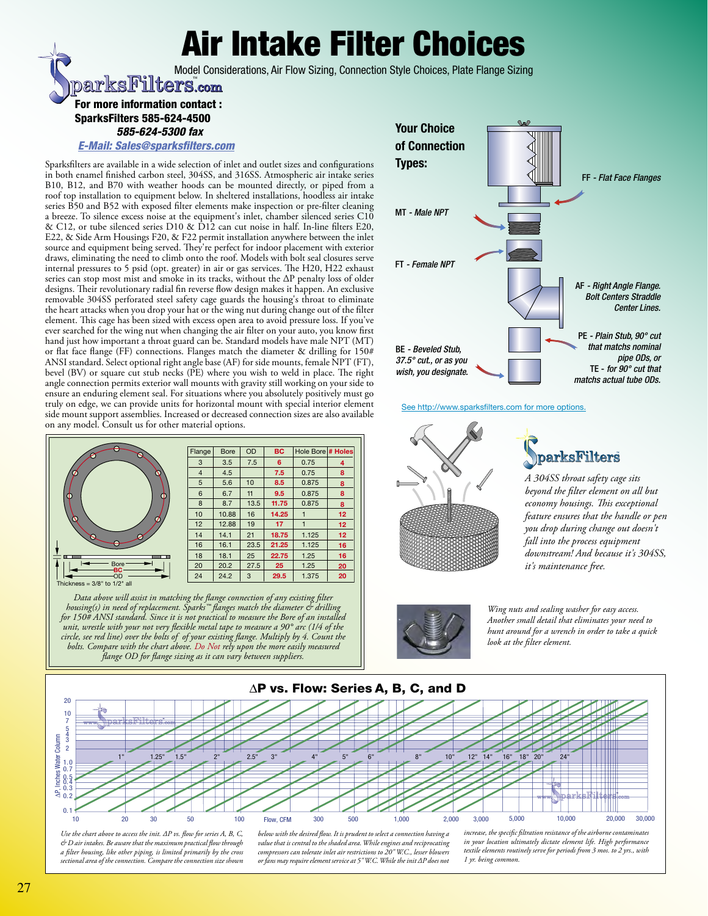# Air Intake Filter Choices

Model Considerations, Air Flow Sizing, Connection Style Choices, Plate Flange Sizing

SparksFilters.com

**For more information contact :**
**SparksFilters 585-624-4500**
***585-624-5300 fax***
***E-Mail: Sales@sparksfilters.com***

Sparksfilters are available in a wide selection of inlet and outlet sizes and configurations in both enamel finished carbon steel, 304SS, and 316SS. Atmospheric air intake series B10, B12, and B70 with weather hoods can be mounted directly, or piped from a roof top installation to equipment below. In sheltered installations, hoodless air intake series B50 and B52 with exposed filter elements make inspection or pre-filter cleaning a breeze. To silence excess noise at the equipment's inlet, chamber silenced series C10 & C12, or tube silenced series D10 & D12 can cut noise in half. In-line filters E20, E22, & Side Arm Housings F20, & F22 permit installation anywhere between the inlet source and equipment being served. They're perfect for indoor placement with exterior draws, eliminating the need to climb onto the roof. Models with bolt seal closures serve internal pressures to 5 psid (opt. greater) in air or gas services. The H20, H22 exhaust series can stop most mist and smoke in its tracks, without the ΔP penalty loss of older designs. Their revolutionary radial fin reverse flow design makes it happen. An exclusive removable 304SS perforated steel safety cage guards the housing's throat to eliminate the heart attacks when you drop your hat or the wing nut during change out of the filter element. This cage has been sized with excess open area to avoid pressure loss. If you've ever searched for the wing nut when changing the air filter on your auto, you know first hand just how important a throat guard can be. Standard models have male NPT (MT) or flat face flange (FF) connections. Flanges match the diameter & drilling for 150# ANSI standard. Select optional right angle base (AF) for side mounts, female NPT (FT), bevel (BV) or square cut stub necks (PE) where you wish to weld in place. The right angle connection permits exterior wall mounts with gravity still working on your side to ensure an enduring element seal. For situations where you absolutely positively must go truly on edge, we can provide units for horizontal mount with special interior element side mount support assemblies. Increased or decreased connection sizes are also available on any model. Consult us for other material options.

Bore
BC
OD
Thickness = 3/8" to 1/2" all

| Flange | Bore | OD | BC | Hole Bore | # Holes |
|---|---|---|---|---|---|
| 3 | 3.5 | 7.5 | 6 | 0.75 | 4 |
| 4 | 4.5 | | 7.5 | 0.75 | 8 |
| 5 | 5.6 | 10 | 8.5 | 0.875 | 8 |
| 6 | 6.7 | 11 | 9.5 | 0.875 | 8 |
| 8 | 8.7 | 13.5 | 11.75 | 0.875 | 8 |
| 10 | 10.88 | 16 | 14.25 | 1 | 12 |
| 12 | 12.88 | 19 | 17 | 1 | 12 |
| 14 | 14.1 | 21 | 18.75 | 1.125 | 12 |
| 16 | 16.1 | 23.5 | 21.25 | 1.125 | 16 |
| 18 | 18.1 | 25 | 22.75 | 1.25 | 16 |
| 20 | 20.2 | 27.5 | 25 | 1.25 | 20 |
| 24 | 24.2 | 3 | 29.5 | 1.375 | 20 |

*Data above will assist in matching the flange connection of any existing filter housing(s) in need of replacement. Sparks™ flanges match the diameter & drilling for 150# ANSI standard. Since it is not practical to measure the Bore of an installed unit, wrestle with your not very flexible metal tape to measure a 90° arc (1/4 of the circle, see red line) over the bolts of of your existing flange. Multiply by 4. Count the bolts. Compare with the chart above. Do Not rely upon the more easily measured flange OD for flange sizing as it can vary between suppliers.*

## Your Choice of Connection Types:

**FF** - *Flat Face Flanges*

**MT** - *Male NPT*

**FT** - *Female NPT*

**AF** - *Right Angle Flange. Bolt Centers Straddle Center Lines.*

**PE** - *Plain Stub, 90° cut that matchs nominal pipe ODs, or*
**TE** - *for 90° cut that matchs actual tube ODs.*

**BE** - *Beveled Stub, 37.5° cut, or as you wish, you designate.*

See http://www.sparksfilters.com for more options.

SparksFilters

*A 304SS throat safety cage sits beyond the filter element on all but economy housings. This exceptional feature ensures that the handle or pen you drop during change out doesn't fall into the process equipment downstream! And because it's 304SS, it's maintenance free.*

*Wing nuts and sealing washer for easy access. Another small detail that eliminates your need to hunt around for a wrench in order to take a quick look at the filter element.*

## ΔP vs. Flow: Series A, B, C, and D

ΔP, Inches Water Column
20, 10, 7, 5, 4, 3, 2, 1.0, 0.7, 0.5, 0.4, 0.3, 0.2, 0.1

Flow, CFM
10, 20, 30, 50, 100, 300, 500, 1,000, 2,000, 3,000, 5,000, 10,000, 20,000, 30,000

1", 1.25", 1.5", 2", 2.5", 3", 4", 5", 6", 8", 10", 12", 14", 16", 18", 20", 24"

www.SparksFilters.com

*Use the chart above to access the init. ΔP vs. flow for series A, B, C, & D air intakes. Be aware that the maximum practical flow through a filter housing, like other piping, is limited primarily by the cross sectional area of the connection. Compare the connection size shown below with the desired flow. It is prudent to select a connection having a value that is central to the shaded area. While engines and reciprocating compressors can tolerate inlet air restrictions to 20" W.C., lesser blowers or fans may require element service at 5" W.C. While the init ΔP does not increase, the specific filtration resistance of the airborne contaminates in your location ultimately dictate element life. High performance textile elements routinely serve for periods from 3 mos. to 2 yrs., with 1 yr. being common.*